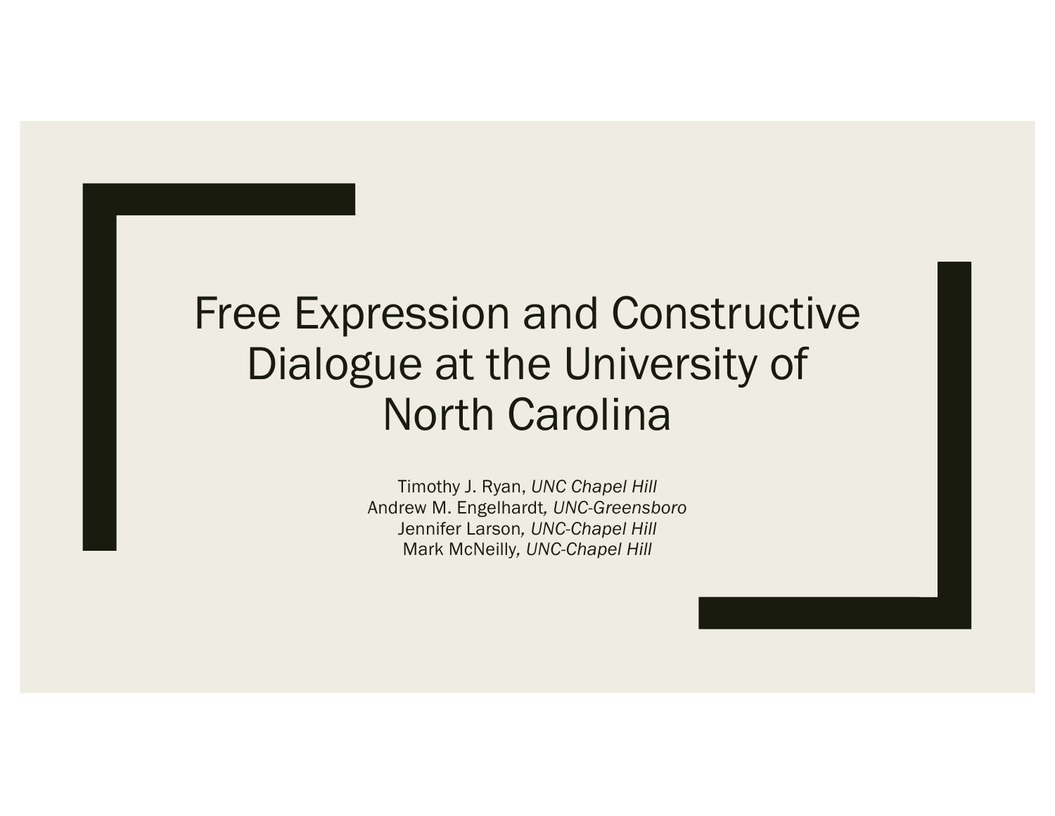# Free Expression and Constructive Dialogue at the University of North Carolina

Timothy J. Ryan, *UNC Chapel Hill*
Andrew M. Engelhardt*, UNC-Greensboro*
Jennifer Larson*, UNC-Chapel Hill*
Mark McNeilly*, UNC-Chapel Hill*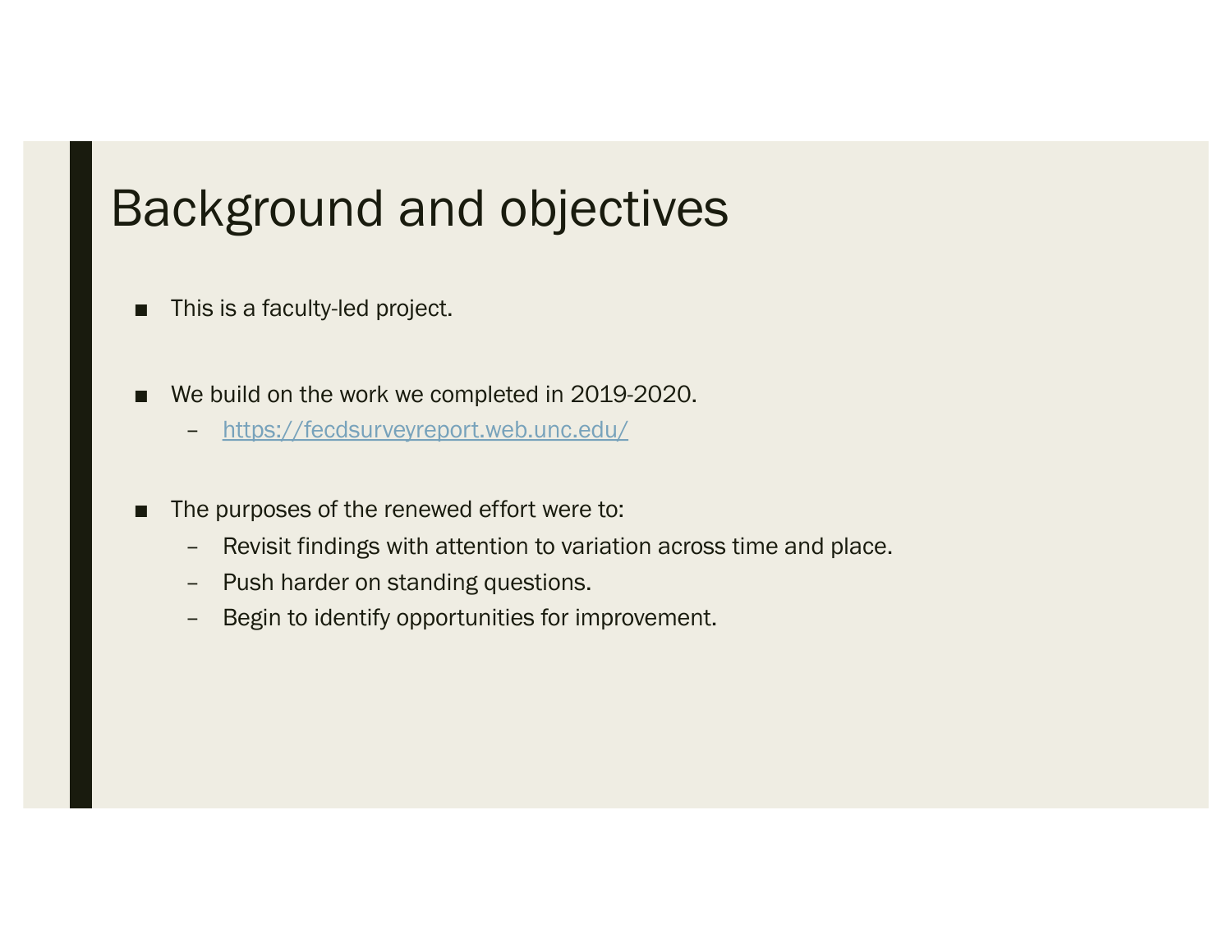# Background and objectives

- This is a faculty-led project.

- We build on the work we completed in 2019-2020.
  - https://fecdsurveyreport.web.unc.edu/

- The purposes of the renewed effort were to:
  - Revisit findings with attention to variation across time and place.
  - Push harder on standing questions.
  - Begin to identify opportunities for improvement.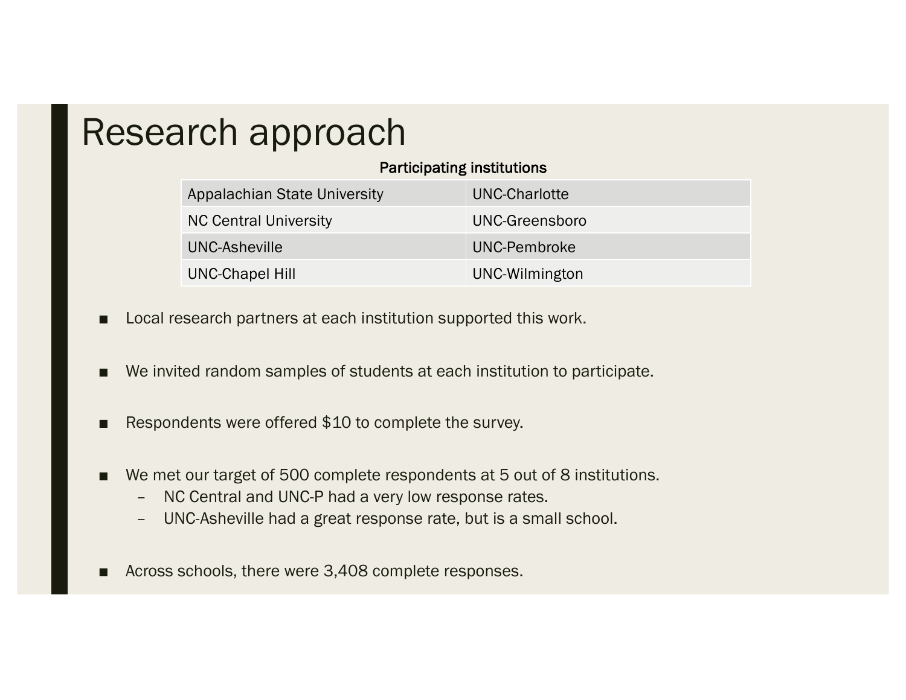# Research approach

**Participating institutions**

| | |
|---|---|
| Appalachian State University | UNC-Charlotte |
| NC Central University | UNC-Greensboro |
| UNC-Asheville | UNC-Pembroke |
| UNC-Chapel Hill | UNC-Wilmington |

- Local research partners at each institution supported this work.
- We invited random samples of students at each institution to participate.
- Respondents were offered $10 to complete the survey.
- We met our target of 500 complete respondents at 5 out of 8 institutions.
  - NC Central and UNC-P had a very low response rates.
  - UNC-Asheville had a great response rate, but is a small school.
- Across schools, there were 3,408 complete responses.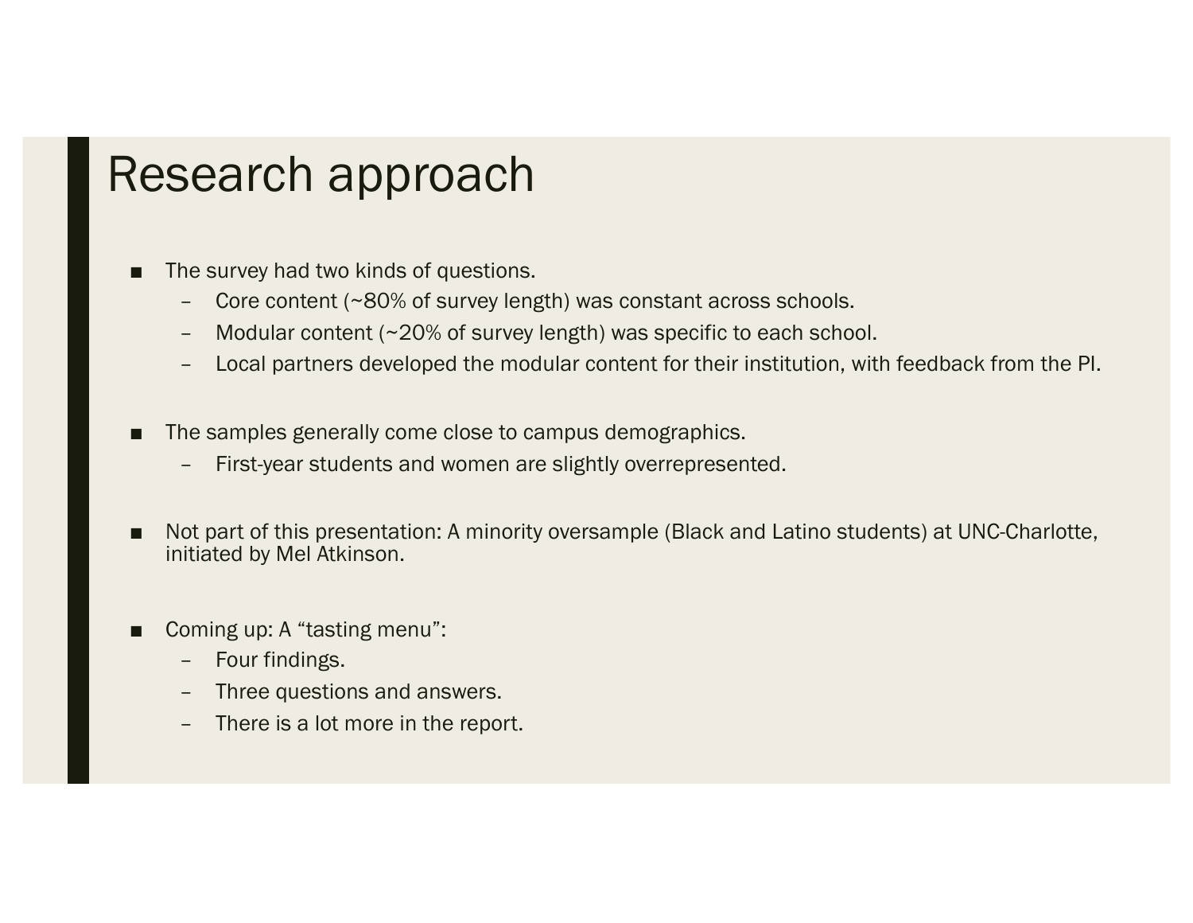# Research approach

- The survey had two kinds of questions.
  - Core content (~80% of survey length) was constant across schools.
  - Modular content (~20% of survey length) was specific to each school.
  - Local partners developed the modular content for their institution, with feedback from the PI.

- The samples generally come close to campus demographics.
  - First-year students and women are slightly overrepresented.

- Not part of this presentation: A minority oversample (Black and Latino students) at UNC-Charlotte, initiated by Mel Atkinson.

- Coming up: A "tasting menu":
  - Four findings.
  - Three questions and answers.
  - There is a lot more in the report.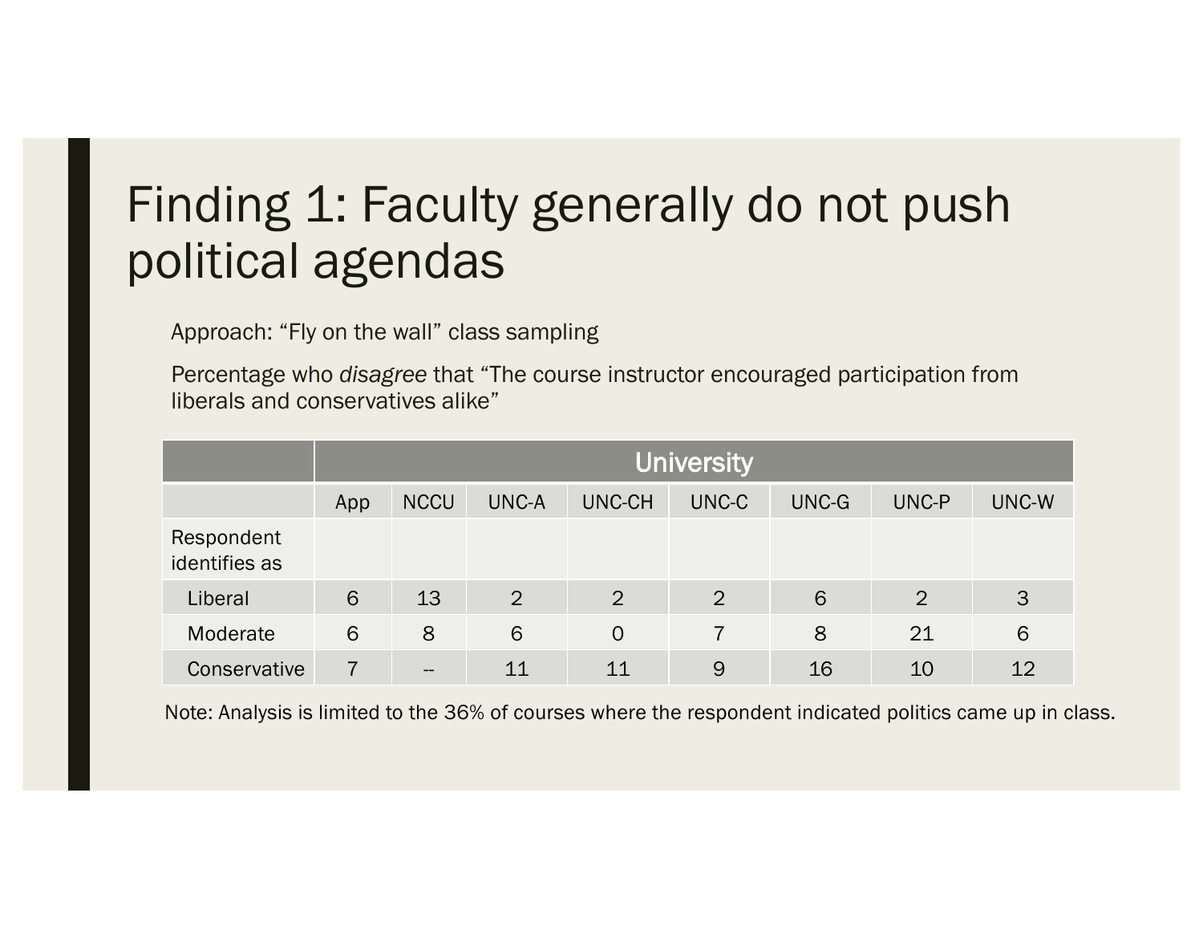# Finding 1: Faculty generally do not push political agendas

Approach: “Fly on the wall” class sampling

Percentage who *disagree* that “The course instructor encouraged participation from liberals and conservatives alike”

| | University | | | | | | | |
|---|---|---|---|---|---|---|---|---|
| | App | NCCU | UNC-A | UNC-CH | UNC-C | UNC-G | UNC-P | UNC-W |
| Respondent identifies as | | | | | | | | |
| Liberal | 6 | 13 | 2 | 2 | 2 | 6 | 2 | 3 |
| Moderate | 6 | 8 | 6 | 0 | 7 | 8 | 21 | 6 |
| Conservative | 7 | -- | 11 | 11 | 9 | 16 | 10 | 12 |

Note: Analysis is limited to the 36% of courses where the respondent indicated politics came up in class.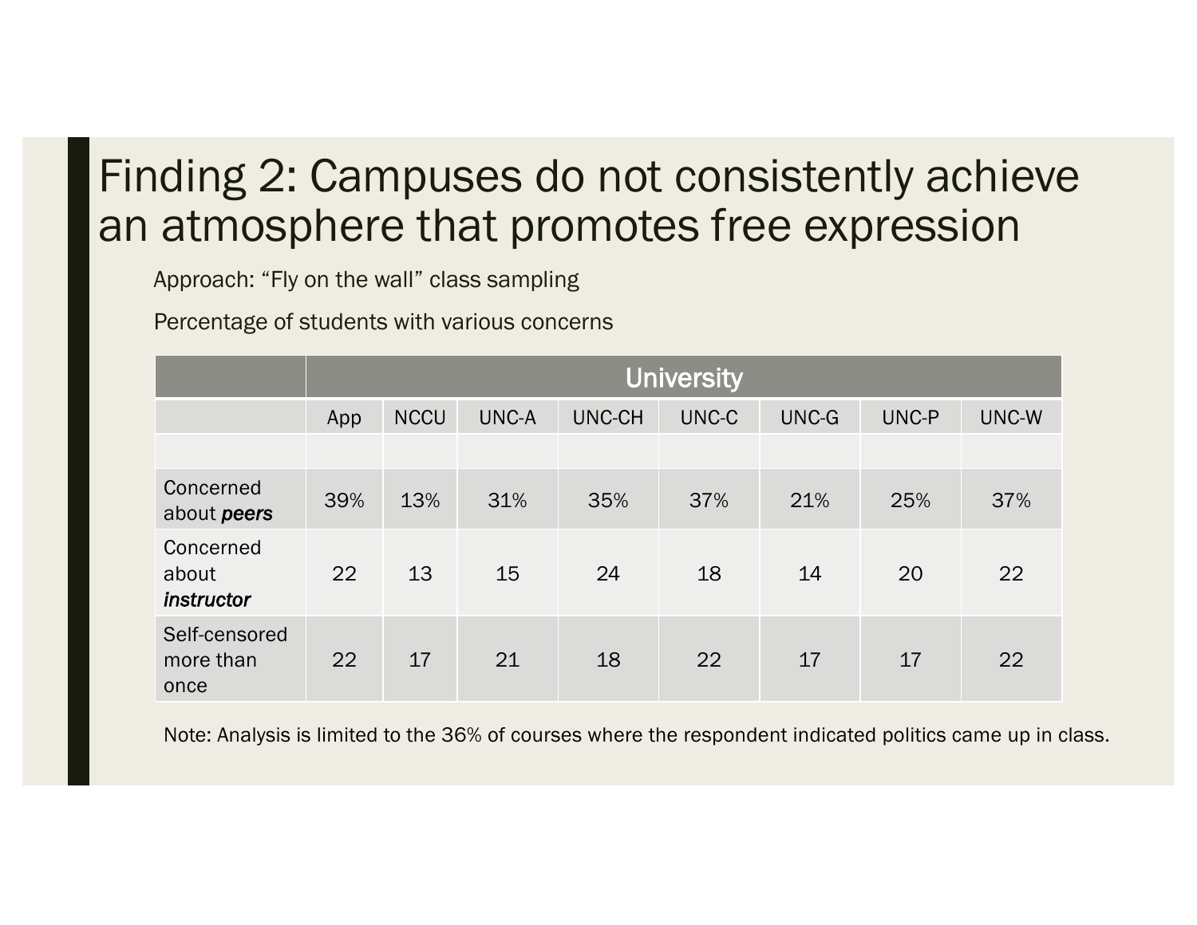# Finding 2: Campuses do not consistently achieve an atmosphere that promotes free expression

Approach: “Fly on the wall” class sampling

Percentage of students with various concerns

| | University | | | | | | | |
|---|---|---|---|---|---|---|---|---|
| | App | NCCU | UNC-A | UNC-CH | UNC-C | UNC-G | UNC-P | UNC-W |
| | | | | | | | | |
| Concerned about ***peers*** | 39% | 13% | 31% | 35% | 37% | 21% | 25% | 37% |
| Concerned about ***instructor*** | 22 | 13 | 15 | 24 | 18 | 14 | 20 | 22 |
| Self-censored more than once | 22 | 17 | 21 | 18 | 22 | 17 | 17 | 22 |

Note: Analysis is limited to the 36% of courses where the respondent indicated politics came up in class.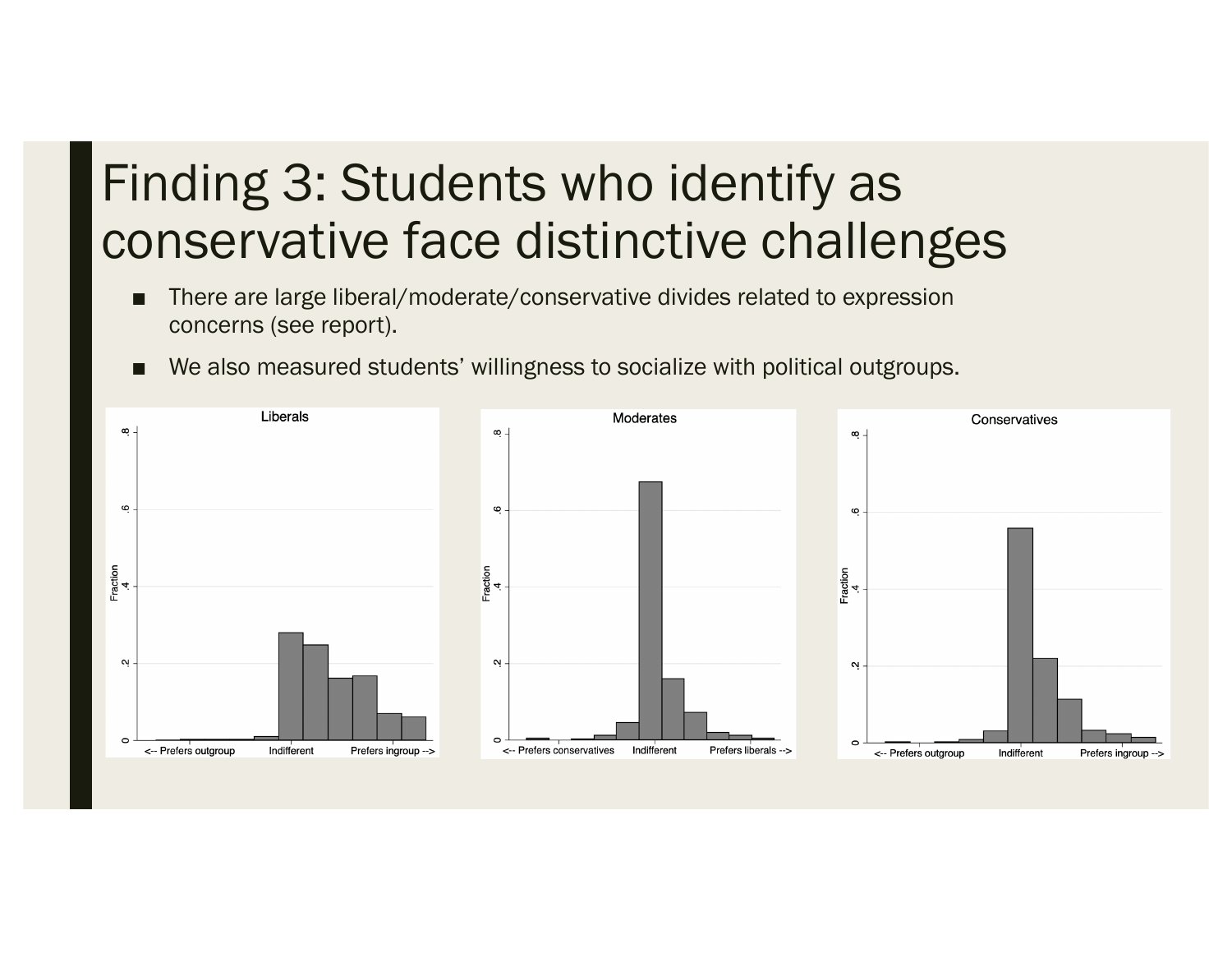# Finding 3: Students who identify as conservative face distinctive challenges

- There are large liberal/moderate/conservative divides related to expression concerns (see report).
- We also measured students' willingness to socialize with political outgroups.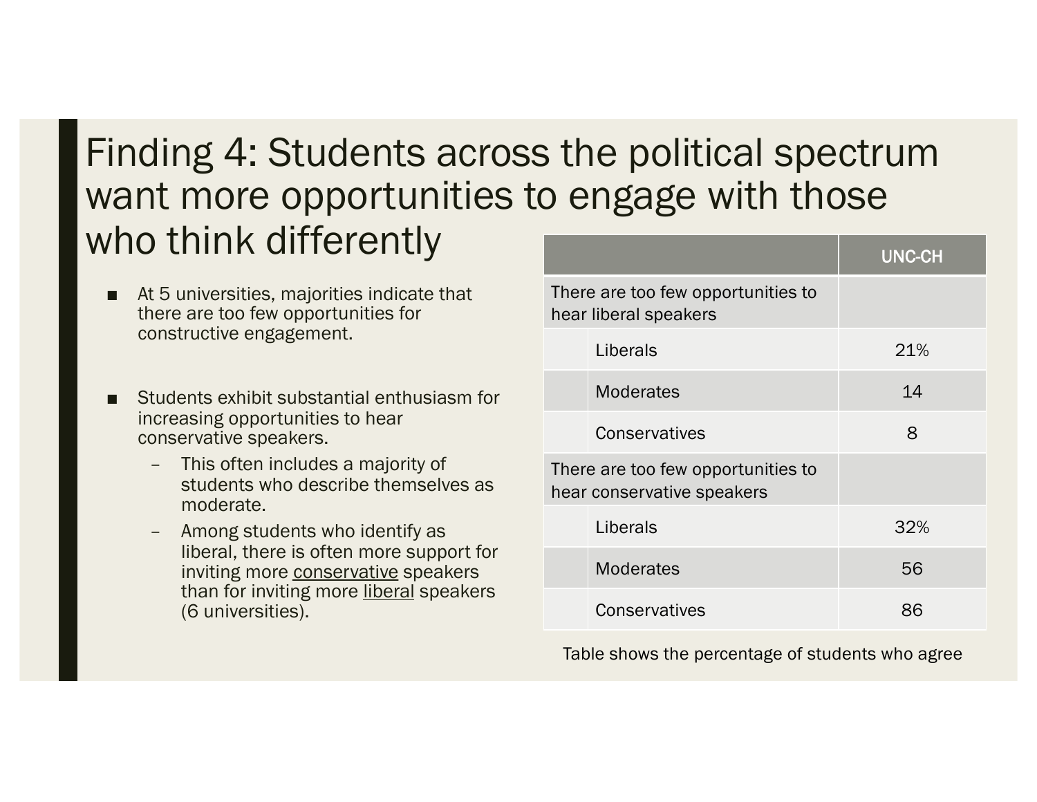# Finding 4: Students across the political spectrum want more opportunities to engage with those who think differently

- At 5 universities, majorities indicate that there are too few opportunities for constructive engagement.

- Students exhibit substantial enthusiasm for increasing opportunities to hear conservative speakers.
  - This often includes a majority of students who describe themselves as moderate.
  - Among students who identify as liberal, there is often more support for inviting more <u>conservative</u> speakers than for inviting more <u>liberal</u> speakers (6 universities).

| | | UNC-CH |
|---|---|---|
| There are too few opportunities to hear liberal speakers | | |
| | Liberals | 21% |
| | Moderates | 14 |
| | Conservatives | 8 |
| There are too few opportunities to hear conservative speakers | | |
| | Liberals | 32% |
| | Moderates | 56 |
| | Conservatives | 86 |

Table shows the percentage of students who agree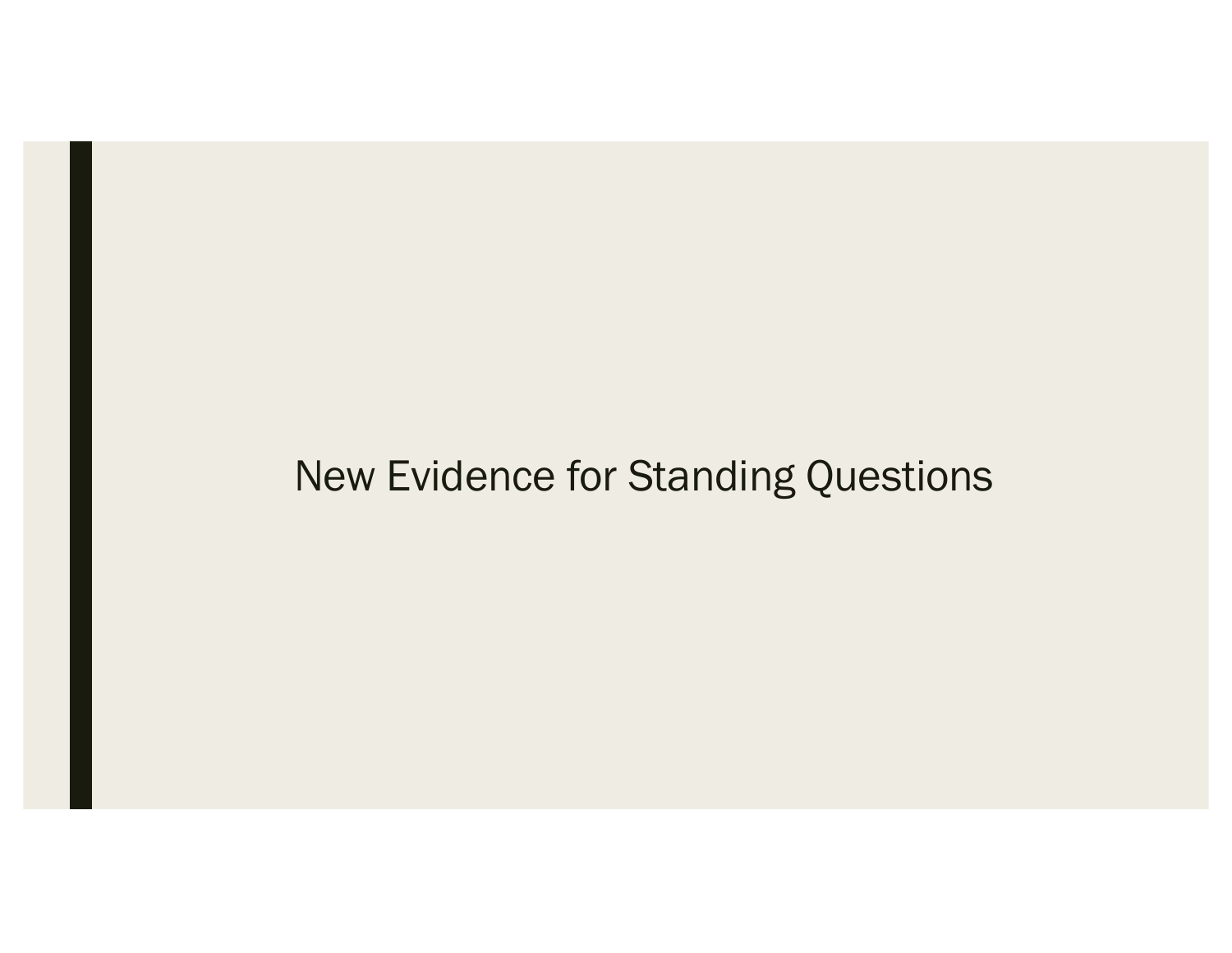# New Evidence for Standing Questions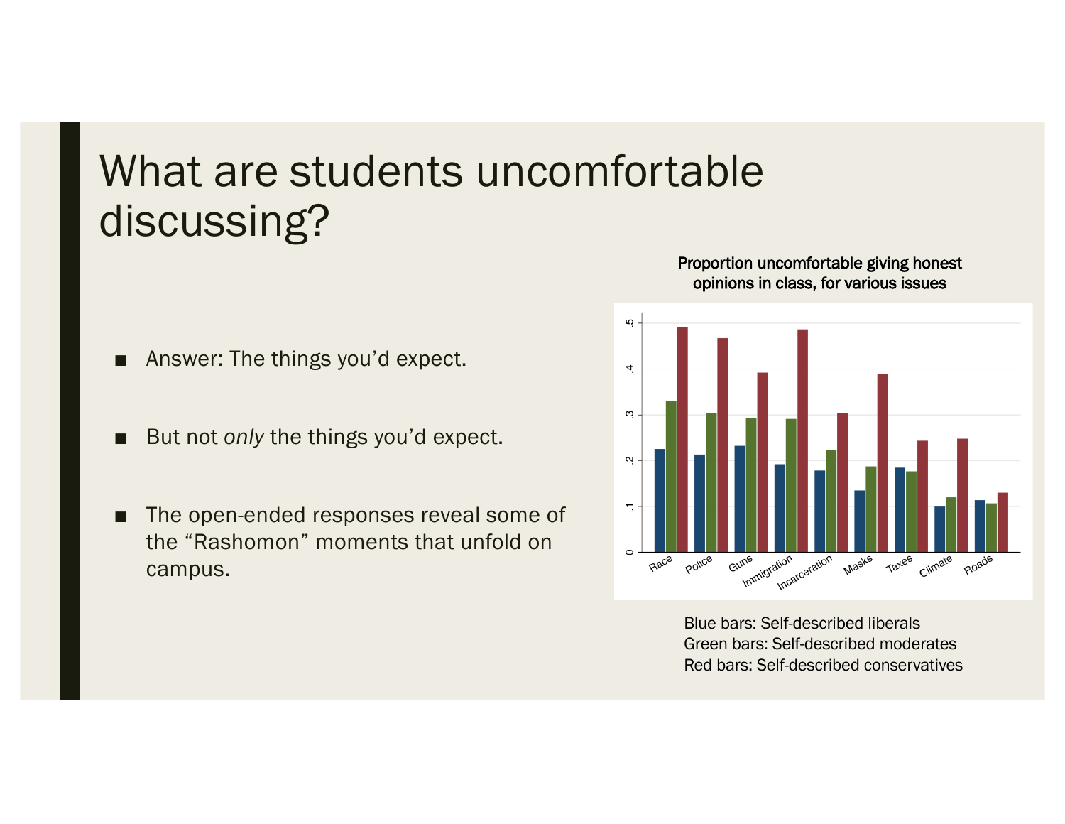# What are students uncomfortable discussing?

- Answer: The things you'd expect.
- But not *only* the things you'd expect.
- The open-ended responses reveal some of the "Rashomon" moments that unfold on campus.

**Proportion uncomfortable giving honest opinions in class, for various issues**

Blue bars: Self-described liberals
Green bars: Self-described moderates
Red bars: Self-described conservatives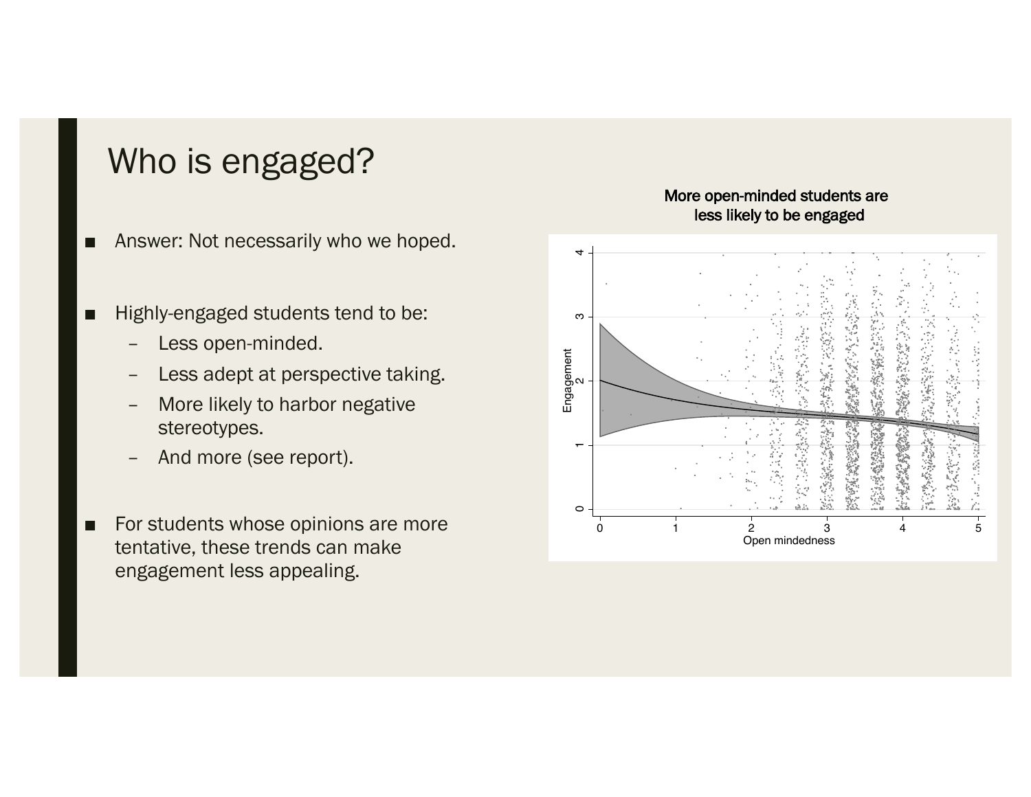# Who is engaged?

- Answer: Not necessarily who we hoped.
- Highly-engaged students tend to be:
  - Less open-minded.
  - Less adept at perspective taking.
  - More likely to harbor negative stereotypes.
  - And more (see report).
- For students whose opinions are more tentative, these trends can make engagement less appealing.

More open-minded students are less likely to be engaged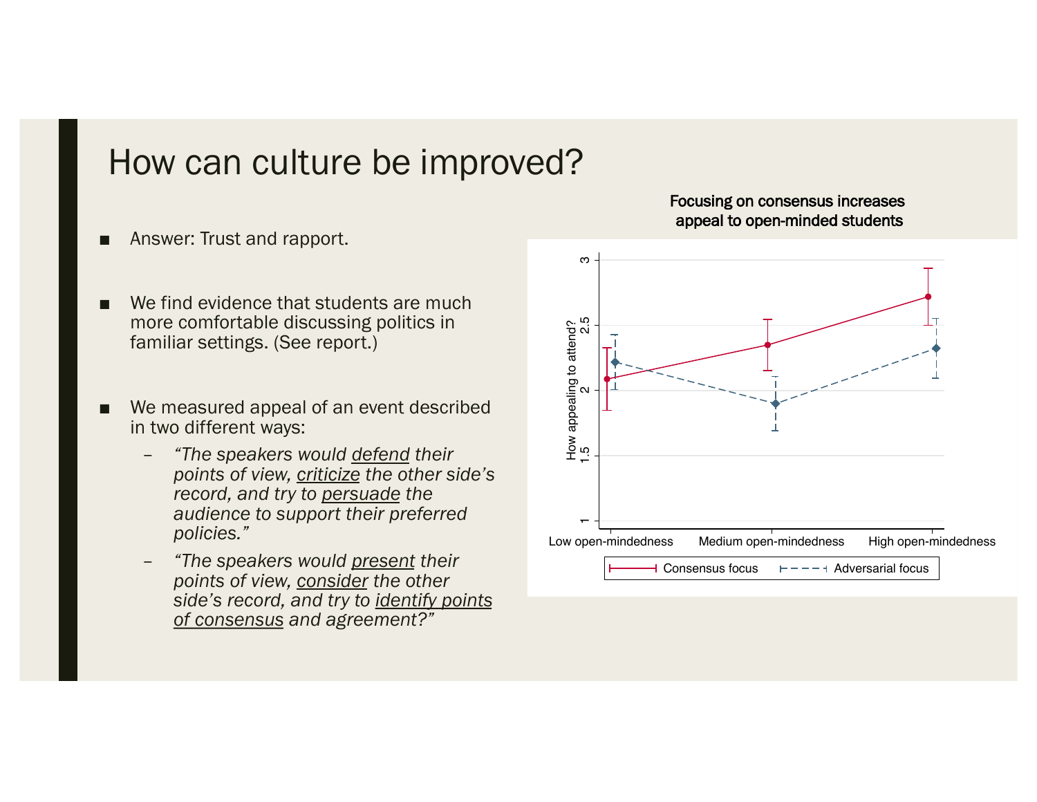# How can culture be improved?

- Answer: Trust and rapport.

- We find evidence that students are much more comfortable discussing politics in familiar settings. (See report.)

- We measured appeal of an event described in two different ways:
  - *"The speakers would defend their points of view, criticize the other side's record, and try to persuade the audience to support their preferred policies."*
  - *"The speakers would present their points of view, consider the other side's record, and try to identify points of consensus and agreement?"*

**Focusing on consensus increases appeal to open-minded students**

How appealing to attend?

Low open-mindedness | Medium open-mindedness | High open-mindedness

Consensus focus | Adversarial focus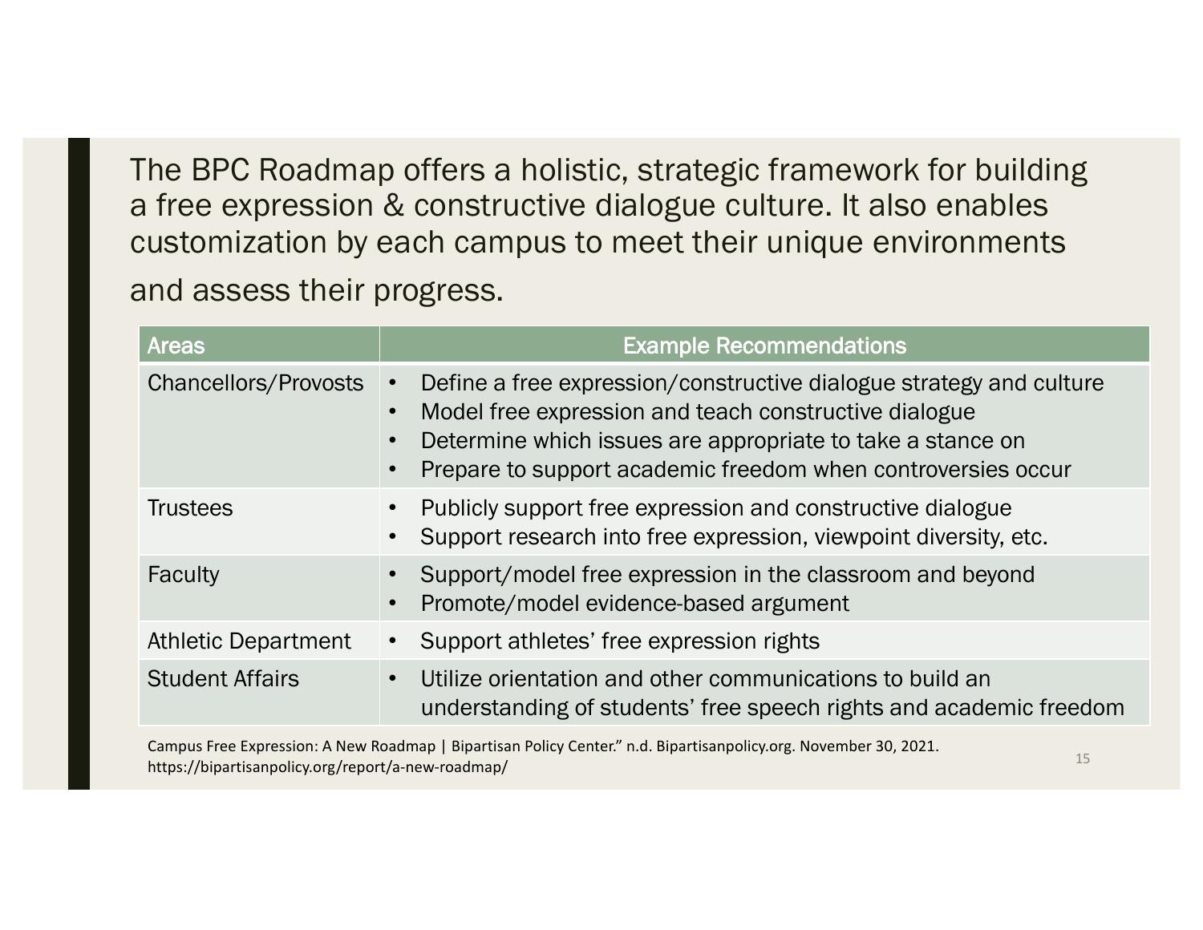The BPC Roadmap offers a holistic, strategic framework for building a free expression & constructive dialogue culture. It also enables customization by each campus to meet their unique environments and assess their progress.

| Areas | Example Recommendations |
|---|---|
| Chancellors/Provosts | • Define a free expression/constructive dialogue strategy and culture<br>• Model free expression and teach constructive dialogue<br>• Determine which issues are appropriate to take a stance on<br>• Prepare to support academic freedom when controversies occur |
| Trustees | • Publicly support free expression and constructive dialogue<br>• Support research into free expression, viewpoint diversity, etc. |
| Faculty | • Support/model free expression in the classroom and beyond<br>• Promote/model evidence-based argument |
| Athletic Department | • Support athletes' free expression rights |
| Student Affairs | • Utilize orientation and other communications to build an understanding of students' free speech rights and academic freedom |

Campus Free Expression: A New Roadmap | Bipartisan Policy Center." n.d. Bipartisanpolicy.org. November 30, 2021. https://bipartisanpolicy.org/report/a-new-roadmap/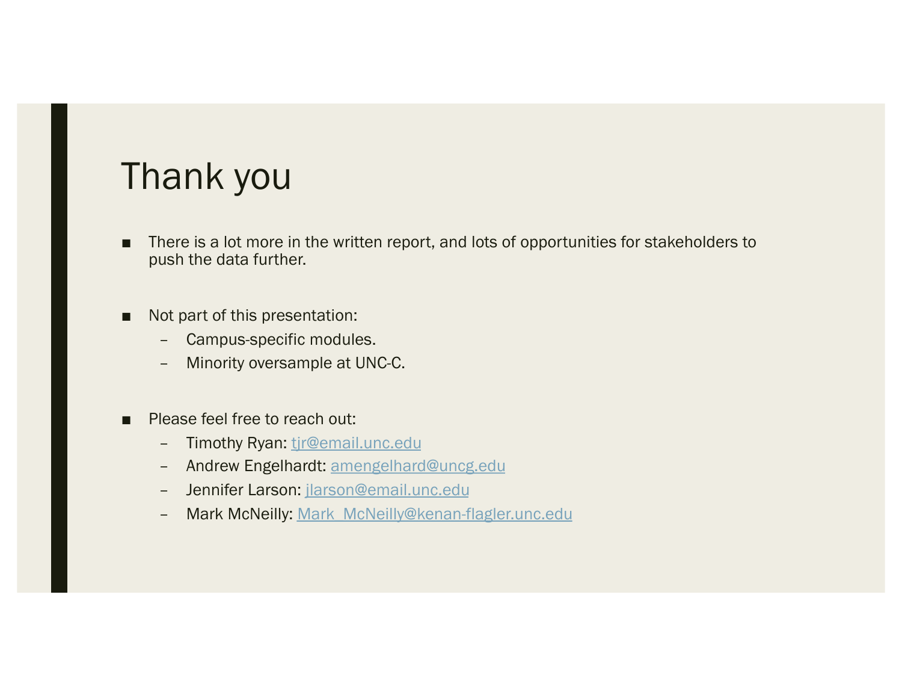# Thank you

- There is a lot more in the written report, and lots of opportunities for stakeholders to push the data further.

- Not part of this presentation:
  - Campus-specific modules.
  - Minority oversample at UNC-C.

- Please feel free to reach out:
  - Timothy Ryan: tjr@email.unc.edu
  - Andrew Engelhardt: amengelhard@uncg.edu
  - Jennifer Larson: jlarson@email.unc.edu
  - Mark McNeilly: Mark_McNeilly@kenan-flagler.unc.edu